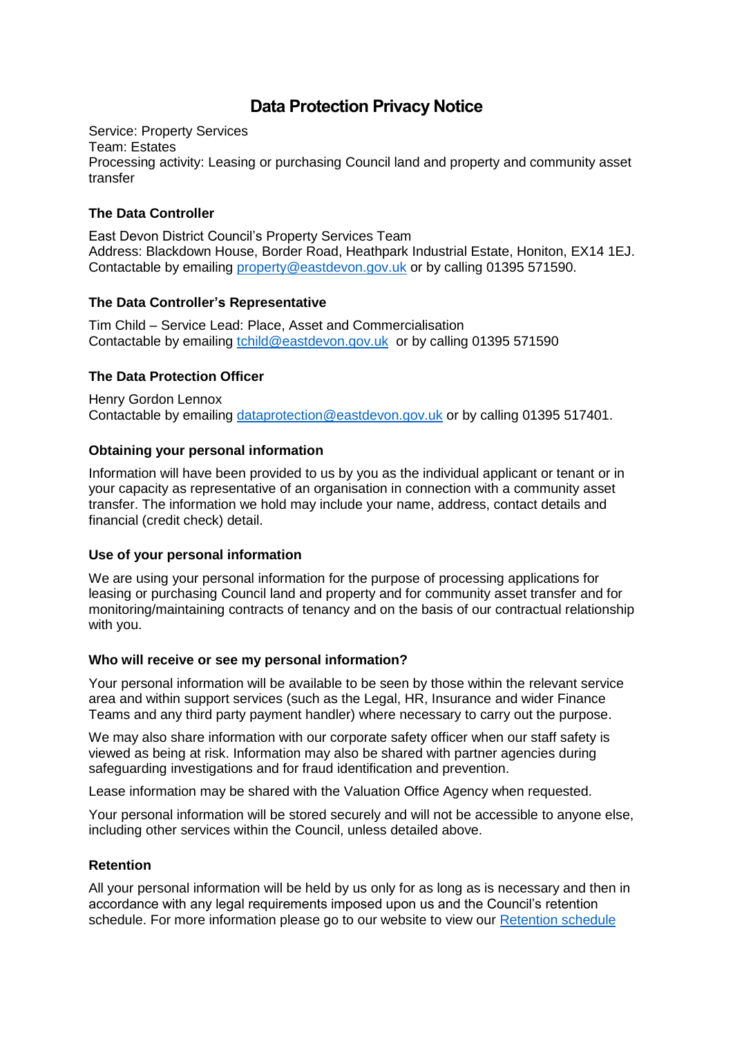# Data Protection Privacy Notice

Service: Property Services
Team: Estates
Processing activity: Leasing or purchasing Council land and property and community asset transfer

### The Data Controller

East Devon District Council's Property Services Team
Address: Blackdown House, Border Road, Heathpark Industrial Estate, Honiton, EX14 1EJ.
Contactable by emailing [property@eastdevon.gov.uk](mailto:property@eastdevon.gov.uk) or by calling 01395 571590.

### The Data Controller's Representative

Tim Child – Service Lead: Place, Asset and Commercialisation
Contactable by emailing [tchild@eastdevon.gov.uk](mailto:tchild@eastdevon.gov.uk) or by calling 01395 571590

### The Data Protection Officer

Henry Gordon Lennox
Contactable by emailing [dataprotection@eastdevon.gov.uk](mailto:dataprotection@eastdevon.gov.uk) or by calling 01395 517401.

### Obtaining your personal information

Information will have been provided to us by you as the individual applicant or tenant or in your capacity as representative of an organisation in connection with a community asset transfer. The information we hold may include your name, address, contact details and financial (credit check) detail.

### Use of your personal information

We are using your personal information for the purpose of processing applications for leasing or purchasing Council land and property and for community asset transfer and for monitoring/maintaining contracts of tenancy and on the basis of our contractual relationship with you.

### Who will receive or see my personal information?

Your personal information will be available to be seen by those within the relevant service area and within support services (such as the Legal, HR, Insurance and wider Finance Teams and any third party payment handler) where necessary to carry out the purpose.

We may also share information with our corporate safety officer when our staff safety is viewed as being at risk. Information may also be shared with partner agencies during safeguarding investigations and for fraud identification and prevention.

Lease information may be shared with the Valuation Office Agency when requested.

Your personal information will be stored securely and will not be accessible to anyone else, including other services within the Council, unless detailed above.

### Retention

All your personal information will be held by us only for as long as is necessary and then in accordance with any legal requirements imposed upon us and the Council's retention schedule. For more information please go to our website to view our Retention schedule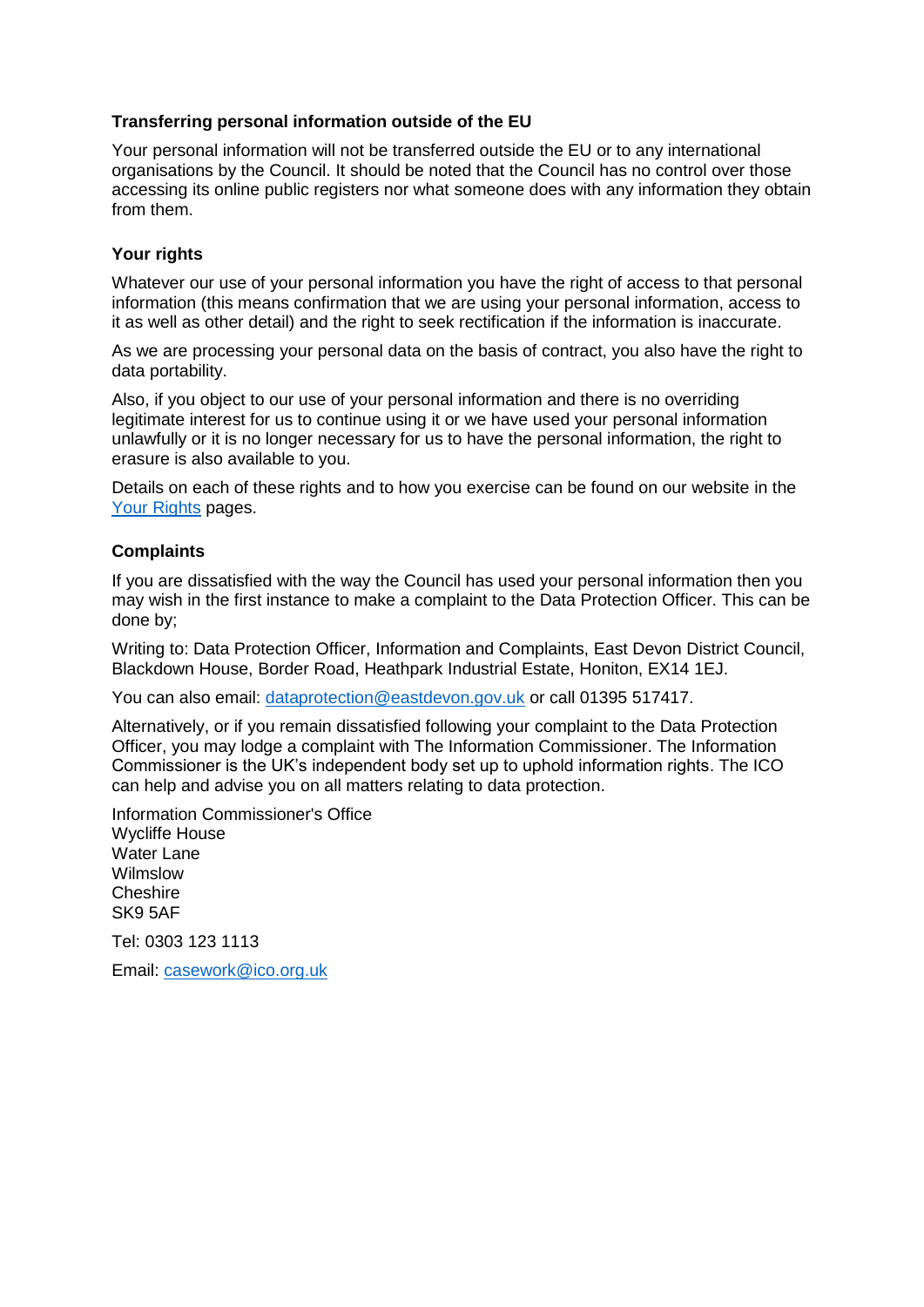### Transferring personal information outside of the EU

Your personal information will not be transferred outside the EU or to any international organisations by the Council. It should be noted that the Council has no control over those accessing its online public registers nor what someone does with any information they obtain from them.

### Your rights

Whatever our use of your personal information you have the right of access to that personal information (this means confirmation that we are using your personal information, access to it as well as other detail) and the right to seek rectification if the information is inaccurate.

As we are processing your personal data on the basis of contract, you also have the right to data portability.

Also, if you object to our use of your personal information and there is no overriding legitimate interest for us to continue using it or we have used your personal information unlawfully or it is no longer necessary for us to have the personal information, the right to erasure is also available to you.

Details on each of these rights and to how you exercise can be found on our website in the [Your Rights](#) pages.

### Complaints

If you are dissatisfied with the way the Council has used your personal information then you may wish in the first instance to make a complaint to the Data Protection Officer. This can be done by;

Writing to: Data Protection Officer, Information and Complaints, East Devon District Council, Blackdown House, Border Road, Heathpark Industrial Estate, Honiton, EX14 1EJ.

You can also email: dataprotection@eastdevon.gov.uk or call 01395 517417.

Alternatively, or if you remain dissatisfied following your complaint to the Data Protection Officer, you may lodge a complaint with The Information Commissioner. The Information Commissioner is the UK's independent body set up to uphold information rights. The ICO can help and advise you on all matters relating to data protection.

Information Commissioner's Office
Wycliffe House
Water Lane
Wilmslow
Cheshire
SK9 5AF

Tel: 0303 123 1113

Email: casework@ico.org.uk